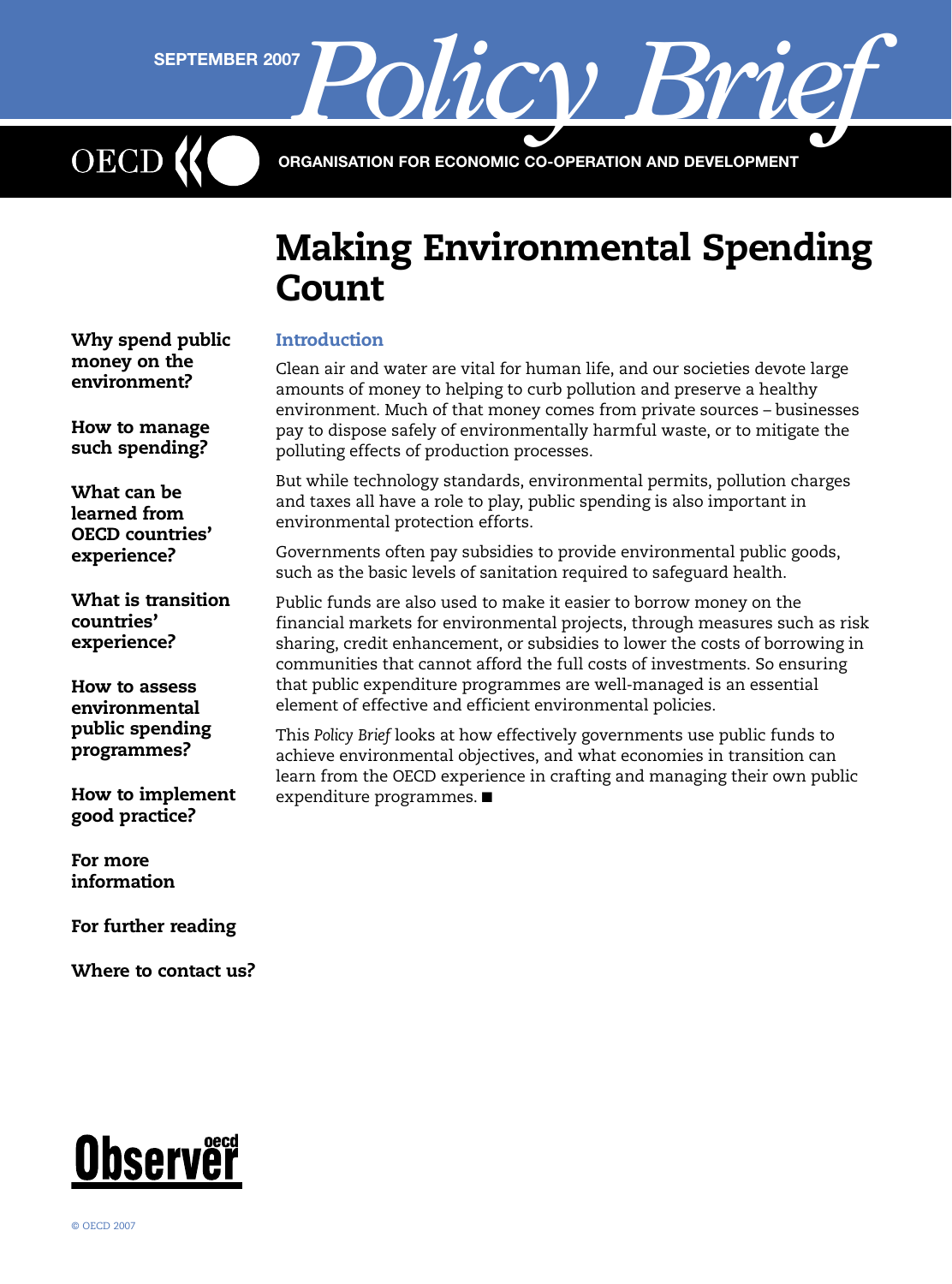SEPTEMBER 2007 *Policy Brief*

OECD

ORGANISATION FOR ECONOMIC CO-OPERATION AND DEVELOPMENT

# Making Environmental Spending Count

**Why spend public money on the environment?**

**How to manage such spending?**

**What can be learned from OECD countries' experience?**

**What is transition countries' experience?**

**How to assess environmental public spending programmes?**

**How to implement good practice?**

**For more information**

**For further reading**

**Where to contact us?**

## Introduction

Clean air and water are vital for human life, and our societies devote large amounts of money to helping to curb pollution and preserve a healthy environment. Much of that money comes from private sources – businesses pay to dispose safely of environmentally harmful waste, or to mitigate the polluting effects of production processes.

But while technology standards, environmental permits, pollution charges and taxes all have a role to play, public spending is also important in environmental protection efforts.

Governments often pay subsidies to provide environmental public goods, such as the basic levels of sanitation required to safeguard health.

Public funds are also used to make it easier to borrow money on the financial markets for environmental projects, through measures such as risk sharing, credit enhancement, or subsidies to lower the costs of borrowing in communities that cannot afford the full costs of investments. So ensuring that public expenditure programmes are well-managed is an essential element of effective and efficient environmental policies.

This *Policy Brief* looks at how effectively governments use public funds to achieve environmental objectives, and what economies in transition can learn from the OECD experience in crafting and managing their own public expenditure programmes. ■

Observer oecd

© OECD 2007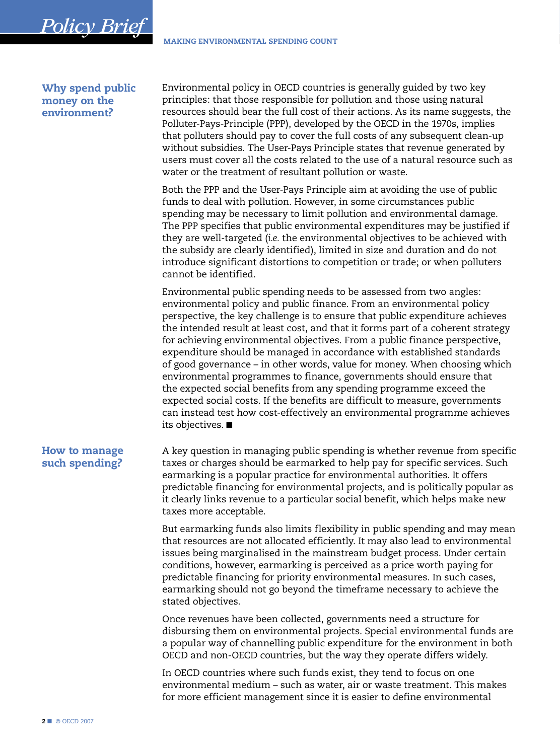## Why spend public money on the environment?

Environmental policy in OECD countries is generally guided by two key principles: that those responsible for pollution and those using natural resources should bear the full cost of their actions. As its name suggests, the Polluter-Pays-Principle (PPP), developed by the OECD in the 1970s, implies that polluters should pay to cover the full costs of any subsequent clean-up without subsidies. The User-Pays Principle states that revenue generated by users must cover all the costs related to the use of a natural resource such as water or the treatment of resultant pollution or waste.

Both the PPP and the User-Pays Principle aim at avoiding the use of public funds to deal with pollution. However, in some circumstances public spending may be necessary to limit pollution and environmental damage. The PPP specifies that public environmental expenditures may be justified if they are well-targeted (*i.e.* the environmental objectives to be achieved with the subsidy are clearly identified), limited in size and duration and do not introduce significant distortions to competition or trade; or when polluters cannot be identified.

Environmental public spending needs to be assessed from two angles: environmental policy and public finance. From an environmental policy perspective, the key challenge is to ensure that public expenditure achieves the intended result at least cost, and that it forms part of a coherent strategy for achieving environmental objectives. From a public finance perspective, expenditure should be managed in accordance with established standards of good governance – in other words, value for money. When choosing which environmental programmes to finance, governments should ensure that the expected social benefits from any spending programme exceed the expected social costs. If the benefits are difficult to measure, governments can instead test how cost-effectively an environmental programme achieves its objectives. ■

## How to manage such spending?

A key question in managing public spending is whether revenue from specific taxes or charges should be earmarked to help pay for specific services. Such earmarking is a popular practice for environmental authorities. It offers predictable financing for environmental projects, and is politically popular as it clearly links revenue to a particular social benefit, which helps make new taxes more acceptable.

But earmarking funds also limits flexibility in public spending and may mean that resources are not allocated efficiently. It may also lead to environmental issues being marginalised in the mainstream budget process. Under certain conditions, however, earmarking is perceived as a price worth paying for predictable financing for priority environmental measures. In such cases, earmarking should not go beyond the timeframe necessary to achieve the stated objectives.

Once revenues have been collected, governments need a structure for disbursing them on environmental projects. Special environmental funds are a popular way of channelling public expenditure for the environment in both OECD and non-OECD countries, but the way they operate differs widely.

In OECD countries where such funds exist, they tend to focus on one environmental medium – such as water, air or waste treatment. This makes for more efficient management since it is easier to define environmental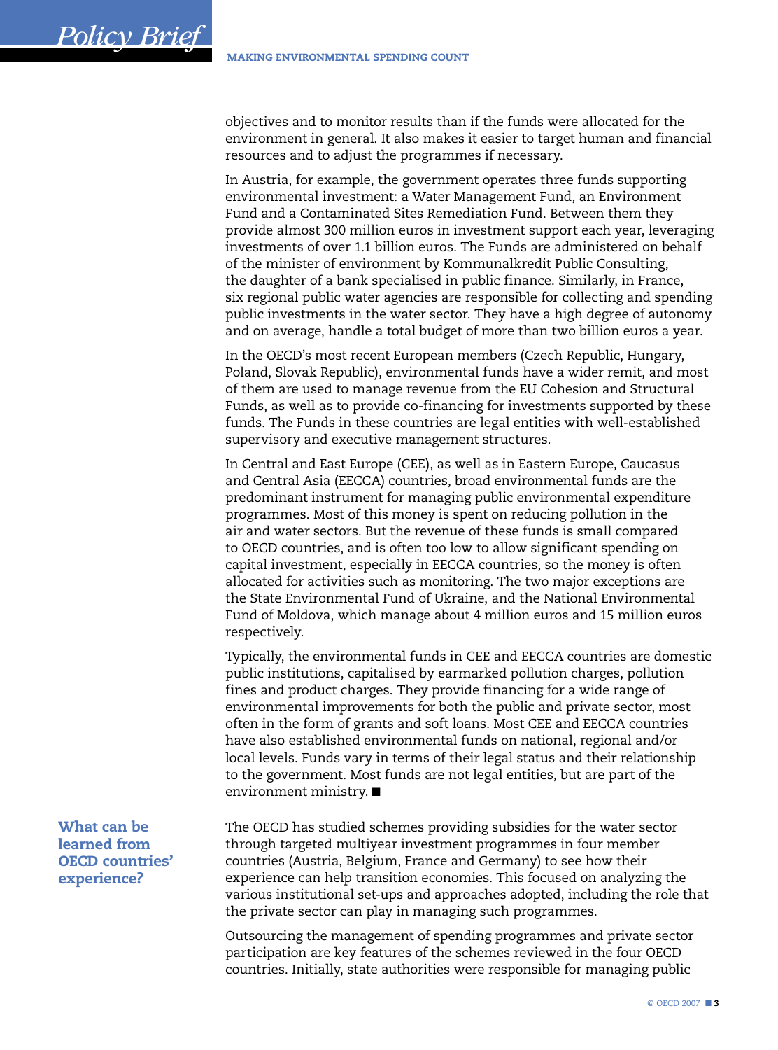objectives and to monitor results than if the funds were allocated for the environment in general. It also makes it easier to target human and financial resources and to adjust the programmes if necessary.

In Austria, for example, the government operates three funds supporting environmental investment: a Water Management Fund, an Environment Fund and a Contaminated Sites Remediation Fund. Between them they provide almost 300 million euros in investment support each year, leveraging investments of over 1.1 billion euros. The Funds are administered on behalf of the minister of environment by Kommunalkredit Public Consulting, the daughter of a bank specialised in public finance. Similarly, in France, six regional public water agencies are responsible for collecting and spending public investments in the water sector. They have a high degree of autonomy and on average, handle a total budget of more than two billion euros a year.

In the OECD's most recent European members (Czech Republic, Hungary, Poland, Slovak Republic), environmental funds have a wider remit, and most of them are used to manage revenue from the EU Cohesion and Structural Funds, as well as to provide co-financing for investments supported by these funds. The Funds in these countries are legal entities with well-established supervisory and executive management structures.

In Central and East Europe (CEE), as well as in Eastern Europe, Caucasus and Central Asia (EECCA) countries, broad environmental funds are the predominant instrument for managing public environmental expenditure programmes. Most of this money is spent on reducing pollution in the air and water sectors. But the revenue of these funds is small compared to OECD countries, and is often too low to allow significant spending on capital investment, especially in EECCA countries, so the money is often allocated for activities such as monitoring. The two major exceptions are the State Environmental Fund of Ukraine, and the National Environmental Fund of Moldova, which manage about 4 million euros and 15 million euros respectively.

Typically, the environmental funds in CEE and EECCA countries are domestic public institutions, capitalised by earmarked pollution charges, pollution fines and product charges. They provide financing for a wide range of environmental improvements for both the public and private sector, most often in the form of grants and soft loans. Most CEE and EECCA countries have also established environmental funds on national, regional and/or local levels. Funds vary in terms of their legal status and their relationship to the government. Most funds are not legal entities, but are part of the environment ministry. ■

## What can be learned from OECD countries' experience?

The OECD has studied schemes providing subsidies for the water sector through targeted multiyear investment programmes in four member countries (Austria, Belgium, France and Germany) to see how their experience can help transition economies. This focused on analyzing the various institutional set-ups and approaches adopted, including the role that the private sector can play in managing such programmes.

Outsourcing the management of spending programmes and private sector participation are key features of the schemes reviewed in the four OECD countries. Initially, state authorities were responsible for managing public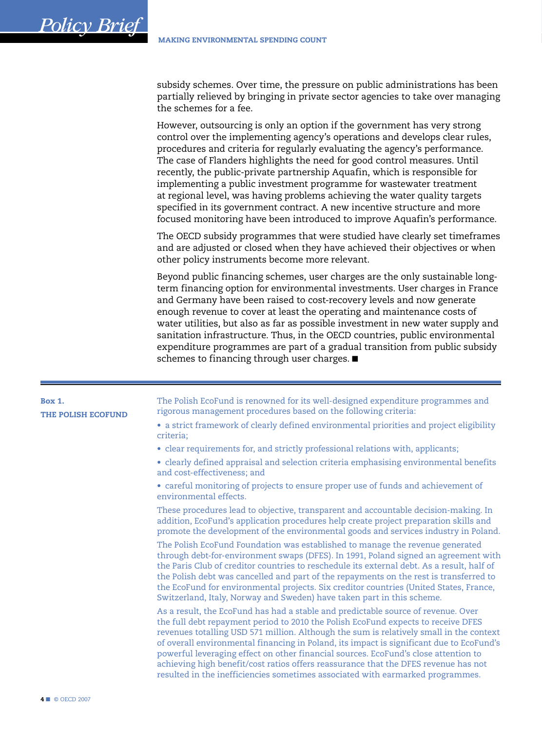subsidy schemes. Over time, the pressure on public administrations has been partially relieved by bringing in private sector agencies to take over managing the schemes for a fee.

However, outsourcing is only an option if the government has very strong control over the implementing agency's operations and develops clear rules, procedures and criteria for regularly evaluating the agency's performance. The case of Flanders highlights the need for good control measures. Until recently, the public-private partnership Aquafin, which is responsible for implementing a public investment programme for wastewater treatment at regional level, was having problems achieving the water quality targets specified in its government contract. A new incentive structure and more focused monitoring have been introduced to improve Aquafin's performance.

The OECD subsidy programmes that were studied have clearly set timeframes and are adjusted or closed when they have achieved their objectives or when other policy instruments become more relevant.

Beyond public financing schemes, user charges are the only sustainable long-term financing option for environmental investments. User charges in France and Germany have been raised to cost-recovery levels and now generate enough revenue to cover at least the operating and maintenance costs of water utilities, but also as far as possible investment in new water supply and sanitation infrastructure. Thus, in the OECD countries, public environmental expenditure programmes are part of a gradual transition from public subsidy schemes to financing through user charges. ■

---

**Box 1.**
**THE POLISH ECOFUND**

The Polish EcoFund is renowned for its well-designed expenditure programmes and rigorous management procedures based on the following criteria:

- a strict framework of clearly defined environmental priorities and project eligibility criteria;
- clear requirements for, and strictly professional relations with, applicants;
- clearly defined appraisal and selection criteria emphasising environmental benefits and cost-effectiveness; and
- careful monitoring of projects to ensure proper use of funds and achievement of environmental effects.

These procedures lead to objective, transparent and accountable decision-making. In addition, EcoFund's application procedures help create project preparation skills and promote the development of the environmental goods and services industry in Poland.

The Polish EcoFund Foundation was established to manage the revenue generated through debt-for-environment swaps (DFES). In 1991, Poland signed an agreement with the Paris Club of creditor countries to reschedule its external debt. As a result, half of the Polish debt was cancelled and part of the repayments on the rest is transferred to the EcoFund for environmental projects. Six creditor countries (United States, France, Switzerland, Italy, Norway and Sweden) have taken part in this scheme.

As a result, the EcoFund has had a stable and predictable source of revenue. Over the full debt repayment period to 2010 the Polish EcoFund expects to receive DFES revenues totalling USD 571 million. Although the sum is relatively small in the context of overall environmental financing in Poland, its impact is significant due to EcoFund's powerful leveraging effect on other financial sources. EcoFund's close attention to achieving high benefit/cost ratios offers reassurance that the DFES revenue has not resulted in the inefficiencies sometimes associated with earmarked programmes.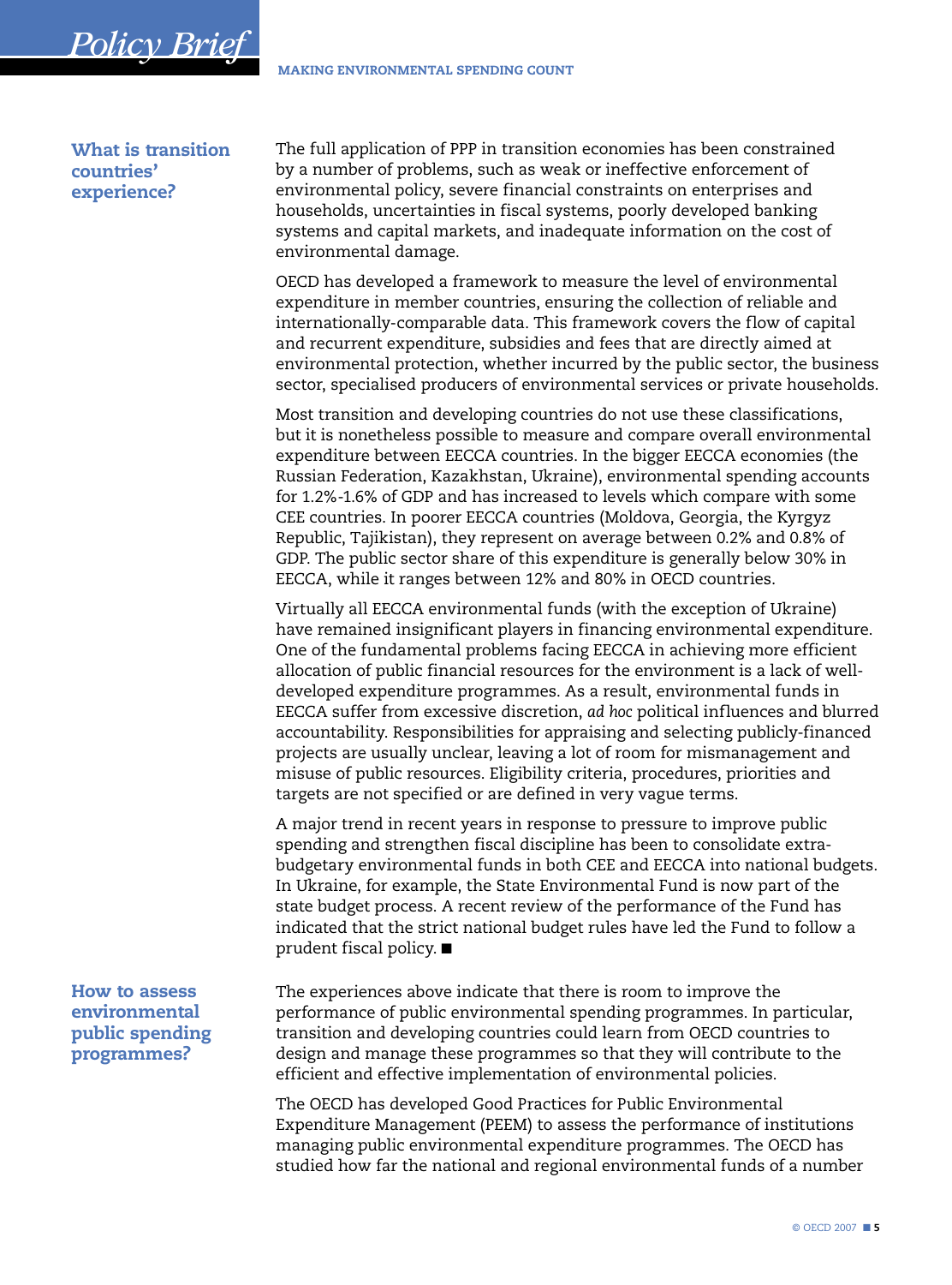## What is transition countries' experience?

The full application of PPP in transition economies has been constrained by a number of problems, such as weak or ineffective enforcement of environmental policy, severe financial constraints on enterprises and households, uncertainties in fiscal systems, poorly developed banking systems and capital markets, and inadequate information on the cost of environmental damage.

OECD has developed a framework to measure the level of environmental expenditure in member countries, ensuring the collection of reliable and internationally-comparable data. This framework covers the flow of capital and recurrent expenditure, subsidies and fees that are directly aimed at environmental protection, whether incurred by the public sector, the business sector, specialised producers of environmental services or private households.

Most transition and developing countries do not use these classifications, but it is nonetheless possible to measure and compare overall environmental expenditure between EECCA countries. In the bigger EECCA economies (the Russian Federation, Kazakhstan, Ukraine), environmental spending accounts for 1.2%-1.6% of GDP and has increased to levels which compare with some CEE countries. In poorer EECCA countries (Moldova, Georgia, the Kyrgyz Republic, Tajikistan), they represent on average between 0.2% and 0.8% of GDP. The public sector share of this expenditure is generally below 30% in EECCA, while it ranges between 12% and 80% in OECD countries.

Virtually all EECCA environmental funds (with the exception of Ukraine) have remained insignificant players in financing environmental expenditure. One of the fundamental problems facing EECCA in achieving more efficient allocation of public financial resources for the environment is a lack of well-developed expenditure programmes. As a result, environmental funds in EECCA suffer from excessive discretion, *ad hoc* political influences and blurred accountability. Responsibilities for appraising and selecting publicly-financed projects are usually unclear, leaving a lot of room for mismanagement and misuse of public resources. Eligibility criteria, procedures, priorities and targets are not specified or are defined in very vague terms.

A major trend in recent years in response to pressure to improve public spending and strengthen fiscal discipline has been to consolidate extra-budgetary environmental funds in both CEE and EECCA into national budgets. In Ukraine, for example, the State Environmental Fund is now part of the state budget process. A recent review of the performance of the Fund has indicated that the strict national budget rules have led the Fund to follow a prudent fiscal policy. ■

## How to assess environmental public spending programmes?

The experiences above indicate that there is room to improve the performance of public environmental spending programmes. In particular, transition and developing countries could learn from OECD countries to design and manage these programmes so that they will contribute to the efficient and effective implementation of environmental policies.

The OECD has developed Good Practices for Public Environmental Expenditure Management (PEEM) to assess the performance of institutions managing public environmental expenditure programmes. The OECD has studied how far the national and regional environmental funds of a number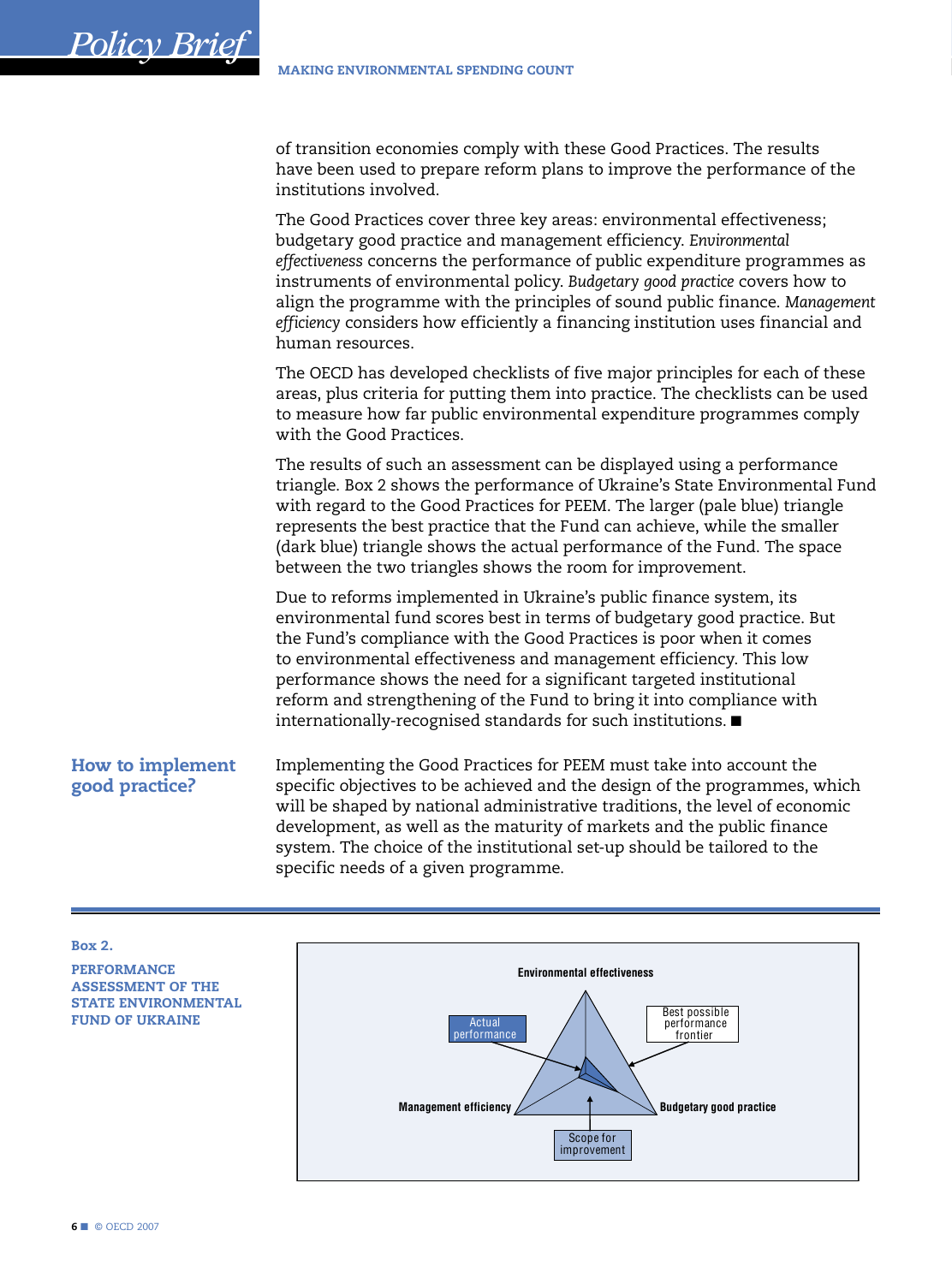of transition economies comply with these Good Practices. The results have been used to prepare reform plans to improve the performance of the institutions involved.

The Good Practices cover three key areas: environmental effectiveness; budgetary good practice and management efficiency. *Environmental effectiveness* concerns the performance of public expenditure programmes as instruments of environmental policy. *Budgetary good practice* covers how to align the programme with the principles of sound public finance. *Management efficiency* considers how efficiently a financing institution uses financial and human resources.

The OECD has developed checklists of five major principles for each of these areas, plus criteria for putting them into practice. The checklists can be used to measure how far public environmental expenditure programmes comply with the Good Practices.

The results of such an assessment can be displayed using a performance triangle. Box 2 shows the performance of Ukraine's State Environmental Fund with regard to the Good Practices for PEEM. The larger (pale blue) triangle represents the best practice that the Fund can achieve, while the smaller (dark blue) triangle shows the actual performance of the Fund. The space between the two triangles shows the room for improvement.

Due to reforms implemented in Ukraine's public finance system, its environmental fund scores best in terms of budgetary good practice. But the Fund's compliance with the Good Practices is poor when it comes to environmental effectiveness and management efficiency. This low performance shows the need for a significant targeted institutional reform and strengthening of the Fund to bring it into compliance with internationally-recognised standards for such institutions. ■

## How to implement good practice?

Implementing the Good Practices for PEEM must take into account the specific objectives to be achieved and the design of the programmes, which will be shaped by national administrative traditions, the level of economic development, as well as the maturity of markets and the public finance system. The choice of the institutional set-up should be tailored to the specific needs of a given programme.

**Box 2.**

**PERFORMANCE ASSESSMENT OF THE STATE ENVIRONMENTAL FUND OF UKRAINE**

Environmental effectiveness

Actual performance

Best possible performance frontier

Management efficiency

Budgetary good practice

Scope for improvement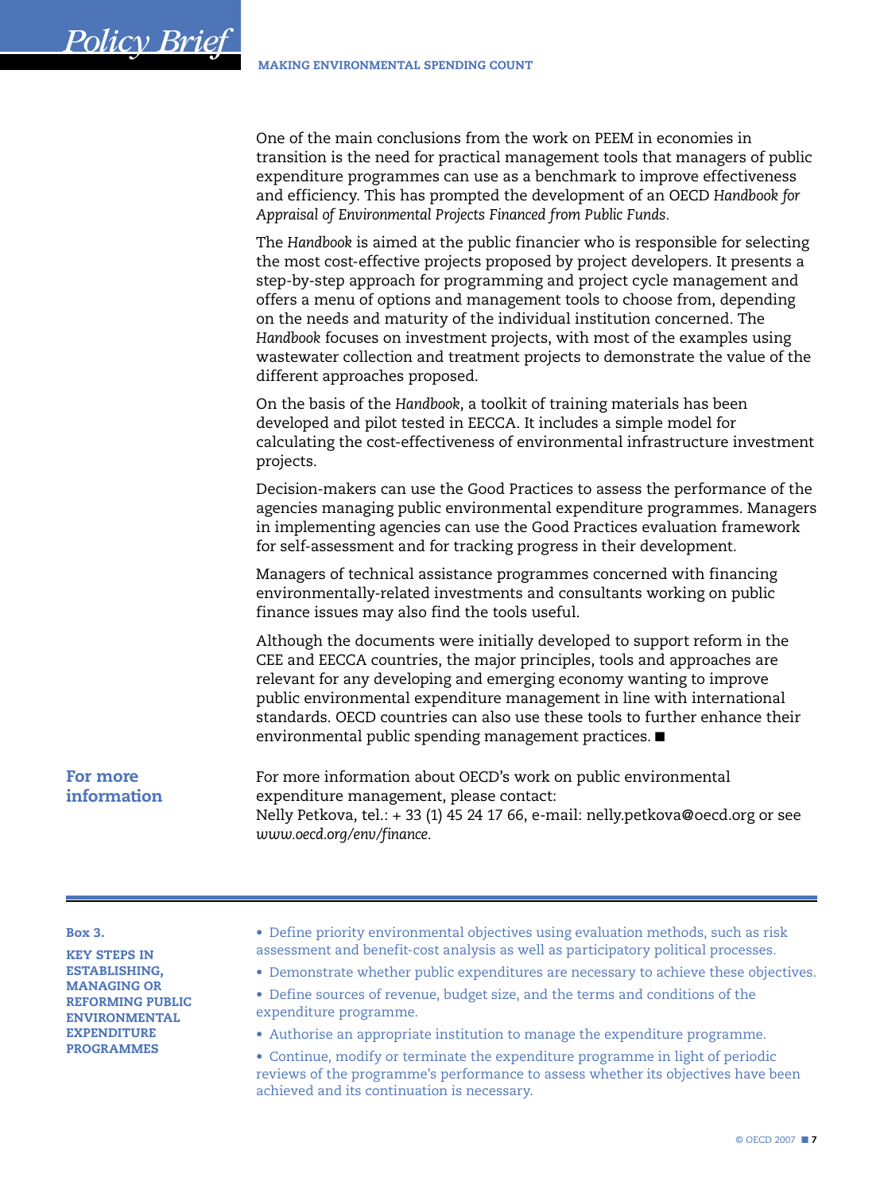One of the main conclusions from the work on PEEM in economies in transition is the need for practical management tools that managers of public expenditure programmes can use as a benchmark to improve effectiveness and efficiency. This has prompted the development of an OECD *Handbook for Appraisal of Environmental Projects Financed from Public Funds*.

The *Handbook* is aimed at the public financier who is responsible for selecting the most cost-effective projects proposed by project developers. It presents a step-by-step approach for programming and project cycle management and offers a menu of options and management tools to choose from, depending on the needs and maturity of the individual institution concerned. The *Handbook* focuses on investment projects, with most of the examples using wastewater collection and treatment projects to demonstrate the value of the different approaches proposed.

On the basis of the *Handbook*, a toolkit of training materials has been developed and pilot tested in EECCA. It includes a simple model for calculating the cost-effectiveness of environmental infrastructure investment projects.

Decision-makers can use the Good Practices to assess the performance of the agencies managing public environmental expenditure programmes. Managers in implementing agencies can use the Good Practices evaluation framework for self-assessment and for tracking progress in their development.

Managers of technical assistance programmes concerned with financing environmentally-related investments and consultants working on public finance issues may also find the tools useful.

Although the documents were initially developed to support reform in the CEE and EECCA countries, the major principles, tools and approaches are relevant for any developing and emerging economy wanting to improve public environmental expenditure management in line with international standards. OECD countries can also use these tools to further enhance their environmental public spending management practices. ■

## For more information

For more information about OECD's work on public environmental expenditure management, please contact:
Nelly Petkova, tel.: + 33 (1) 45 24 17 66, e-mail: nelly.petkova@oecd.org or see *www.oecd.org/env/finance*.

---

**Box 3.**

**KEY STEPS IN ESTABLISHING, MANAGING OR REFORMING PUBLIC ENVIRONMENTAL EXPENDITURE PROGRAMMES**

- Define priority environmental objectives using evaluation methods, such as risk assessment and benefit-cost analysis as well as participatory political processes.
- Demonstrate whether public expenditures are necessary to achieve these objectives.
- Define sources of revenue, budget size, and the terms and conditions of the expenditure programme.
- Authorise an appropriate institution to manage the expenditure programme.
- Continue, modify or terminate the expenditure programme in light of periodic reviews of the programme's performance to assess whether its objectives have been achieved and its continuation is necessary.

© OECD 2007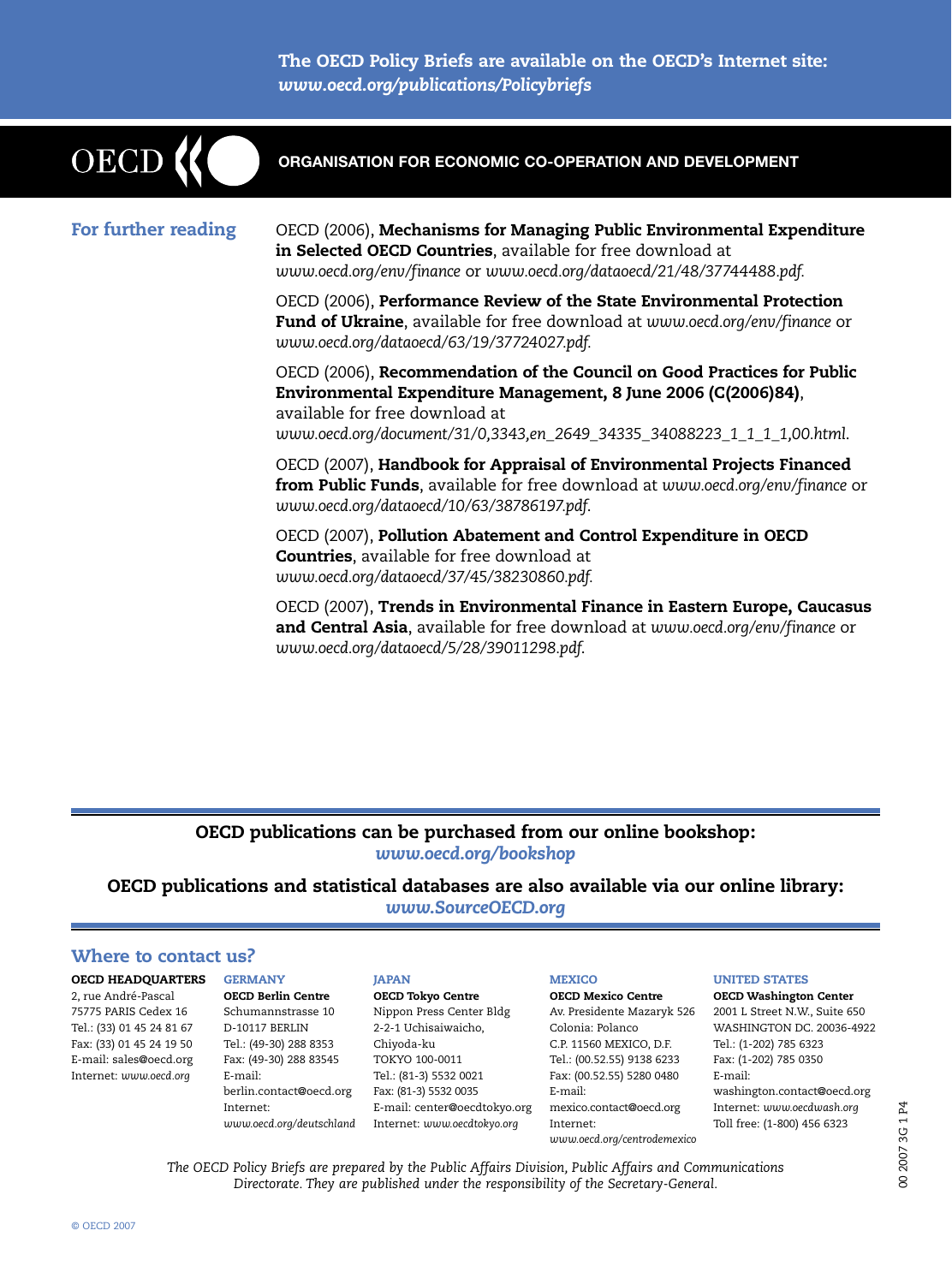**The OECD Policy Briefs are available on the OECD's Internet site:**
***www.oecd.org/publications/Policybriefs***

OECD

**ORGANISATION FOR ECONOMIC CO-OPERATION AND DEVELOPMENT**

## For further reading

OECD (2006), **Mechanisms for Managing Public Environmental Expenditure in Selected OECD Countries**, available for free download at *www.oecd.org/env/finance* or *www.oecd.org/dataoecd/21/48/37744488.pdf.*

OECD (2006), **Performance Review of the State Environmental Protection Fund of Ukraine**, available for free download at *www.oecd.org/env/finance* or *www.oecd.org/dataoecd/63/19/37724027.pdf.*

OECD (2006), **Recommendation of the Council on Good Practices for Public Environmental Expenditure Management, 8 June 2006 (C(2006)84)**, available for free download at *www.oecd.org/document/31/0,3343,en_2649_34335_34088223_1_1_1_1,00.html.*

OECD (2007), **Handbook for Appraisal of Environmental Projects Financed from Public Funds**, available for free download at *www.oecd.org/env/finance* or *www.oecd.org/dataoecd/10/63/38786197.pdf.*

OECD (2007), **Pollution Abatement and Control Expenditure in OECD Countries**, available for free download at *www.oecd.org/dataoecd/37/45/38230860.pdf.*

OECD (2007), **Trends in Environmental Finance in Eastern Europe, Caucasus and Central Asia**, available for free download at *www.oecd.org/env/finance* or *www.oecd.org/dataoecd/5/28/39011298.pdf.*

**OECD publications can be purchased from our online bookshop:**
***www.oecd.org/bookshop***

**OECD publications and statistical databases are also available via our online library:**
***www.SourceOECD.org***

## Where to contact us?

**OECD HEADQUARTERS**
2, rue André-Pascal
75775 PARIS Cedex 16
Tel.: (33) 01 45 24 81 67
Fax: (33) 01 45 24 19 50
E-mail: sales@oecd.org
Internet: *www.oecd.org*

**GERMANY**
**OECD Berlin Centre**
Schumannstrasse 10
D-10117 BERLIN
Tel.: (49-30) 288 8353
Fax: (49-30) 288 83545
E-mail: berlin.contact@oecd.org
Internet: *www.oecd.org/deutschland*

**JAPAN**
**OECD Tokyo Centre**
Nippon Press Center Bldg
2-2-1 Uchisaiwaicho,
Chiyoda-ku
TOKYO 100-0011
Tel.: (81-3) 5532 0021
Fax: (81-3) 5532 0035
E-mail: center@oecdtokyo.org
Internet: *www.oecdtokyo.org*

**MEXICO**
**OECD Mexico Centre**
Av. Presidente Mazaryk 526
Colonia: Polanco
C.P. 11560 MEXICO, D.F.
Tel.: (00.52.55) 9138 6233
Fax: (00.52.55) 5280 0480
E-mail: mexico.contact@oecd.org
Internet: *www.oecd.org/centrodemexico*

**UNITED STATES**
**OECD Washington Center**
2001 L Street N.W., Suite 650
WASHINGTON DC. 20036-4922
Tel.: (1-202) 785 6323
Fax: (1-202) 785 0350
E-mail: washington.contact@oecd.org
Internet: *www.oecdwash.org*
Toll free: (1-800) 456 6323

*The OECD Policy Briefs are prepared by the Public Affairs Division, Public Affairs and Communications Directorate. They are published under the responsibility of the Secretary-General.*

00 2007 3G 1 P4

© OECD 2007